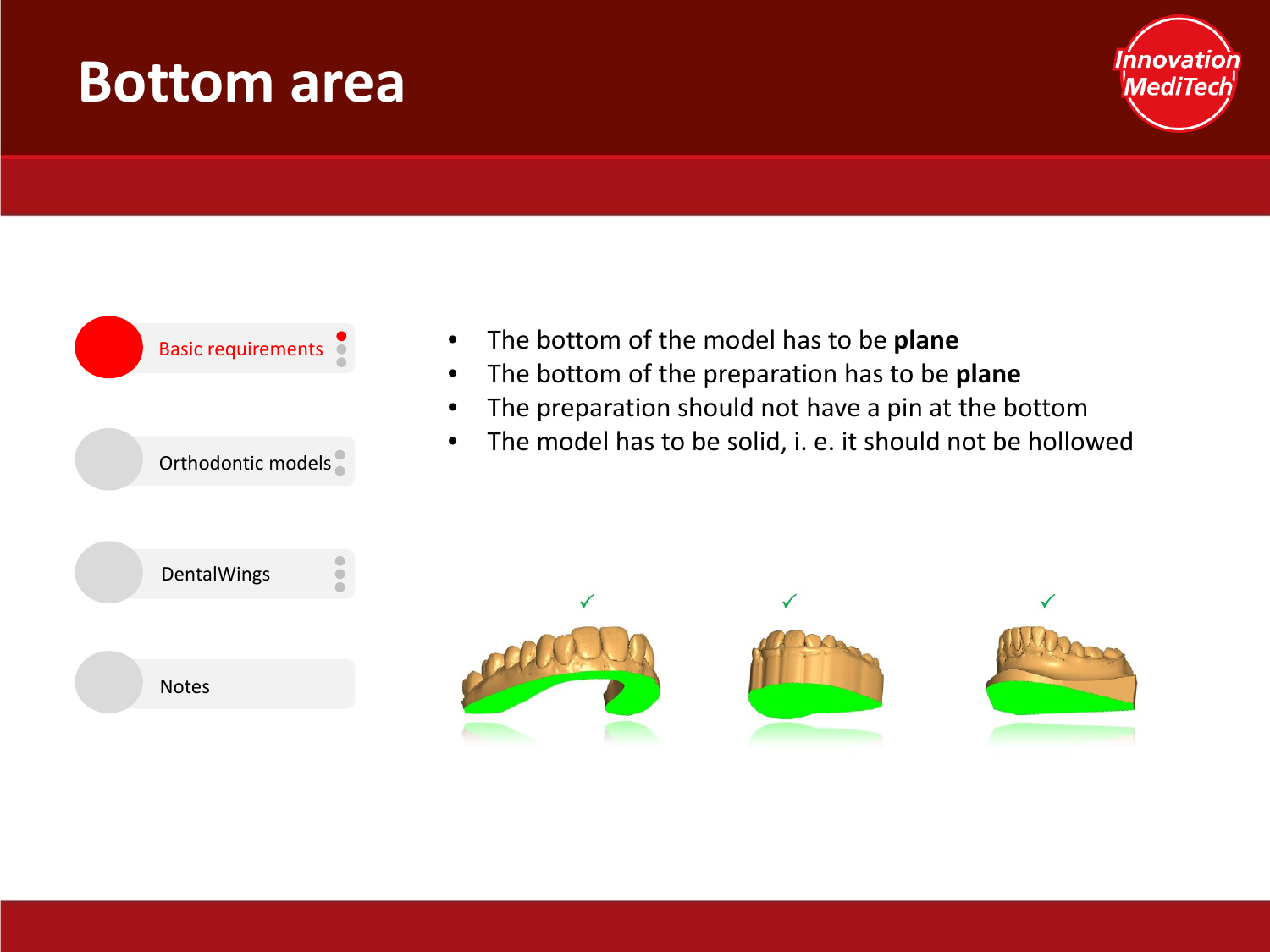# Bottom area

- Basic requirements
- Orthodontic models
- DentalWings
- Notes

- The bottom of the model has to be **plane**
- The bottom of the preparation has to be **plane**
- The preparation should not have a pin at the bottom
- The model has to be solid, i. e. it should not be hollowed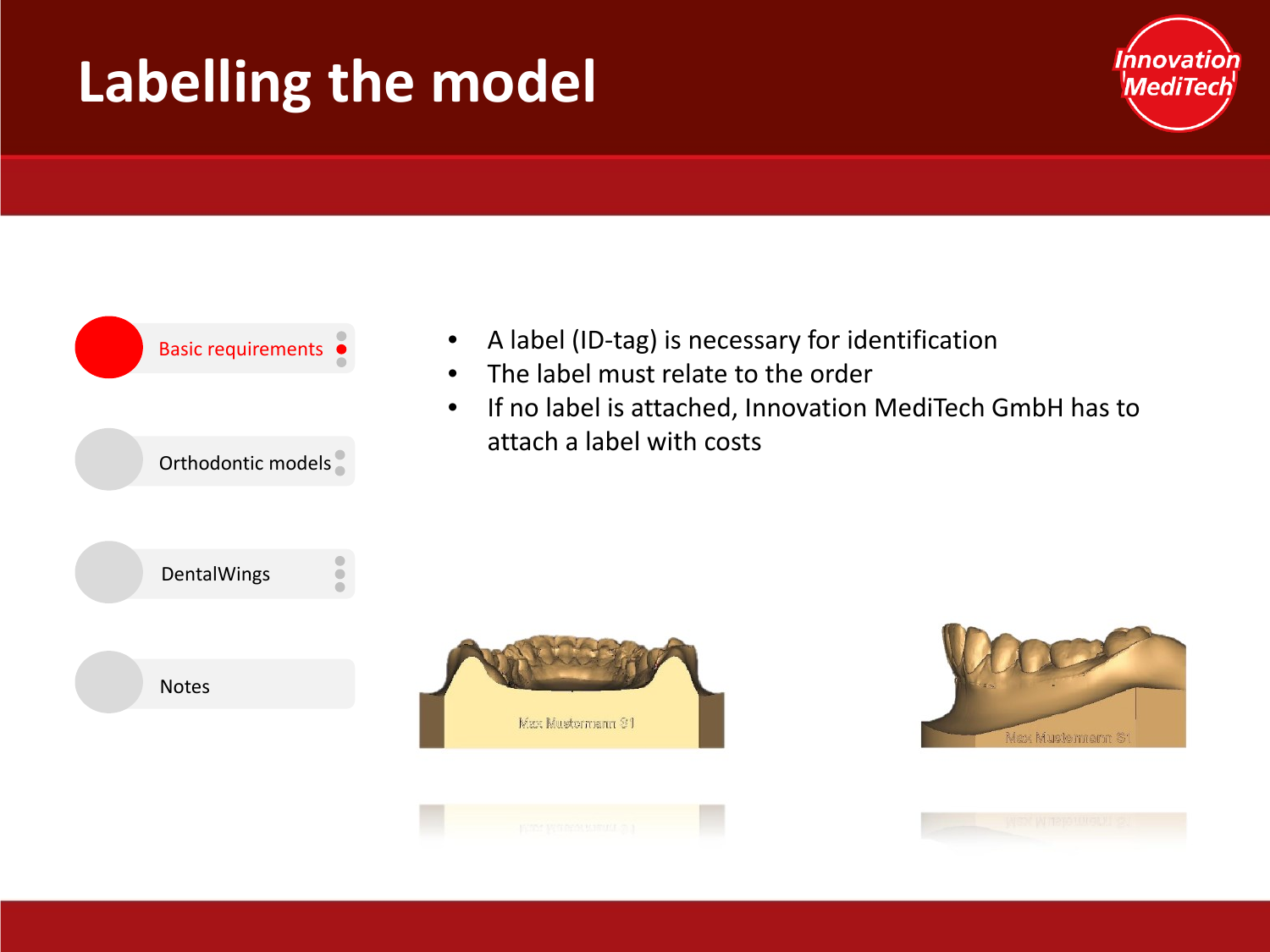# Labelling the model

- Basic requirements
- Orthodontic models
- DentalWings
- Notes

- A label (ID-tag) is necessary for identification
- The label must relate to the order
- If no label is attached, Innovation MediTech GmbH has to attach a label with costs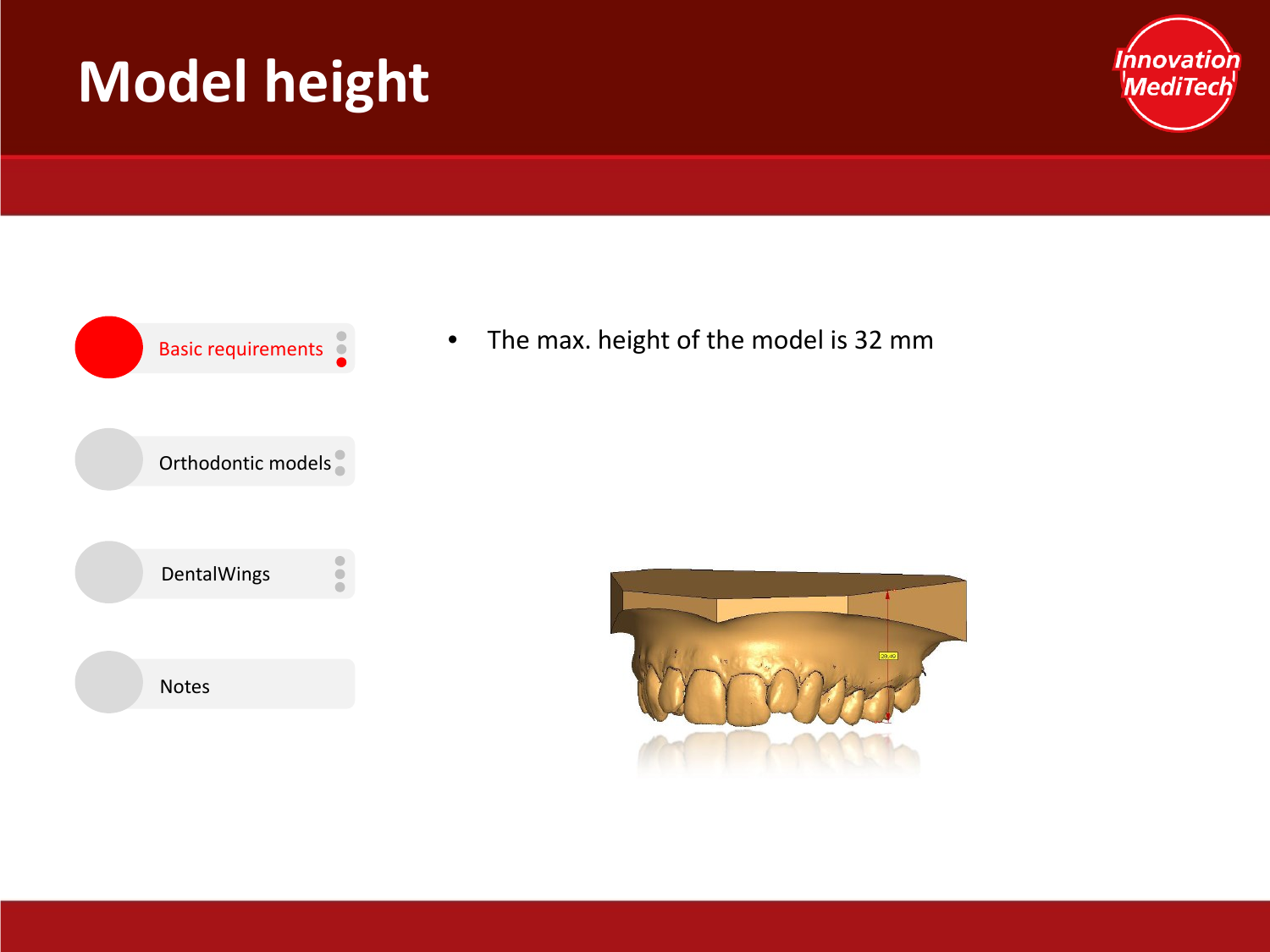# Model height

- Basic requirements
- Orthodontic models
- DentalWings
- Notes

- The max. height of the model is 32 mm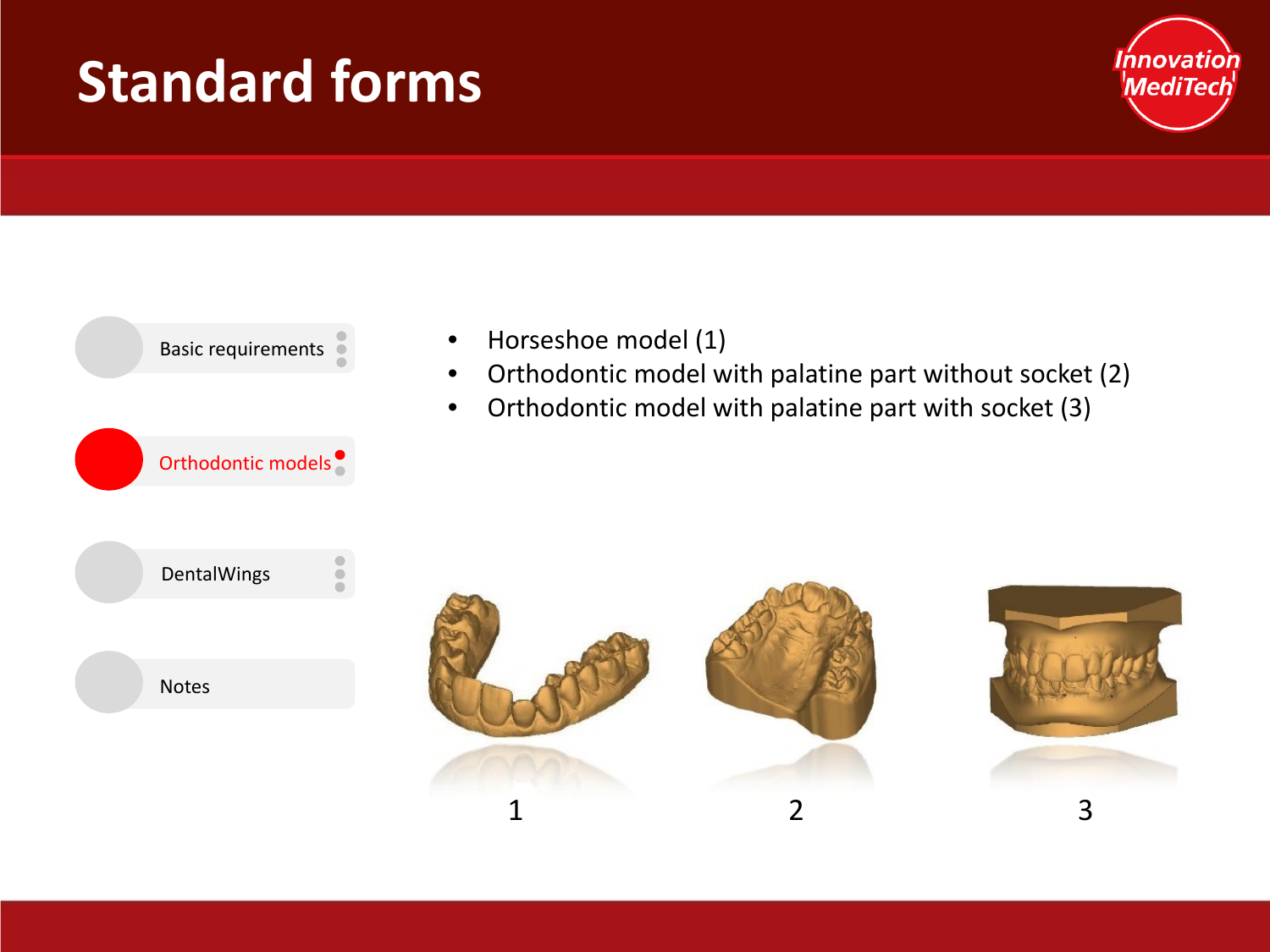# Standard forms

- Basic requirements
- Orthodontic models
- DentalWings
- Notes

- Horseshoe model (1)
- Orthodontic model with palatine part without socket (2)
- Orthodontic model with palatine part with socket (3)

1 2 3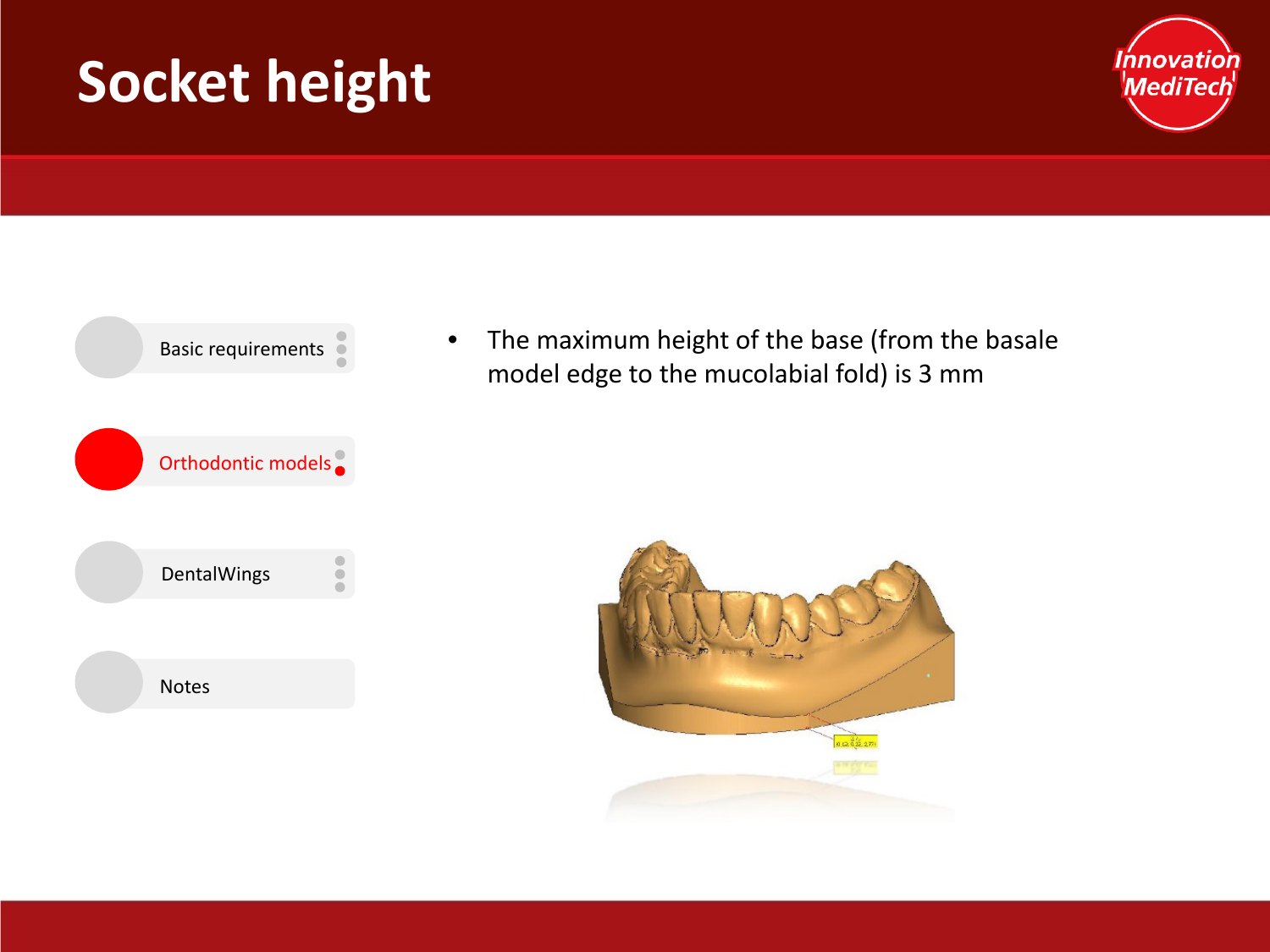# Socket height

- Basic requirements
- Orthodontic models
- DentalWings
- Notes

- The maximum height of the base (from the basale model edge to the mucolabial fold) is 3 mm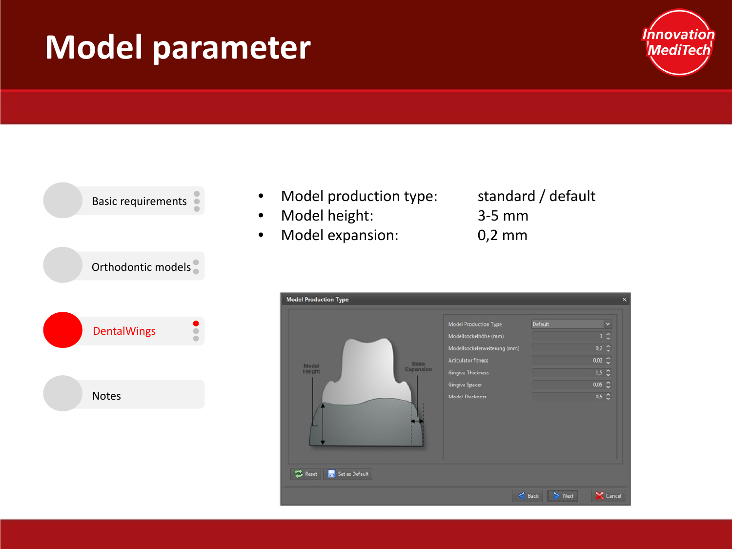# Model parameter

- Basic requirements
- Orthodontic models
- DentalWings
- Notes

- Model production type: standard / default
- Model height: 3-5 mm
- Model expansion: 0,2 mm

**Model Production Type**

| Parameter | Value |
|---|---|
| Model Production Type | Default |
| Modellsockelhöhe (mm) | 3 |
| Modellsockelerweiterung (mm) | 0,2 |
| Articulator fitness | 0,02 |
| Gingiva Thickness | 1,5 |
| Gingiva Spacer | 0,05 |
| Model Thickness | 0,5 |

Model Height

Base Expansion

Reset | Set as Default

Back | Next | Cancel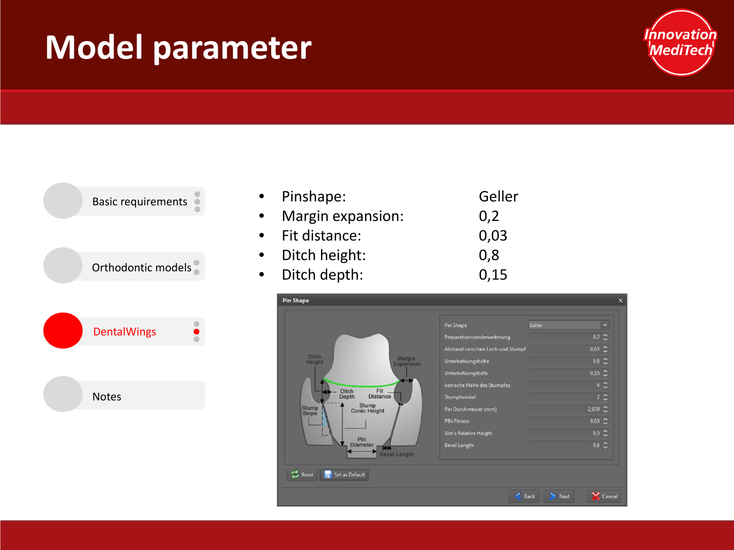# Model parameter

- Basic requirements
- Orthodontic models
- DentalWings
- Notes

| | |
|---|---|
| Pinshape: | Geller |
| Margin expansion: | 0,2 |
| Fit distance: | 0,03 |
| Ditch height: | 0,8 |
| Ditch depth: | 0,15 |

**Pin Shape**

| Parameter | Value |
|---|---|
| Pin Shape | Geller |
| Präparationsranderweiterung | 0,2 |
| Abstand zwischen Loch und Stumpf | 0,03 |
| Unterkehlungshöhe | 0,8 |
| Unterkehlungstiefe | 0,15 |
| konische Höhe des Stumpfes | 4 |
| Stumpfwinkel | 2 |
| Pin Durchmesser (mm) | 2,979 |
| PIN Fitness | 0,03 |
| Slot's Relative Height | 0,5 |
| Bevel Length | 0,6 |

Ditch Height, Margin Expansion, Ditch Depth, Fit Distance, Stump Slope, Stump Conic Height, Pin Diameter, Bevel Length

Reset · Set as Default · Back · Next · Cancel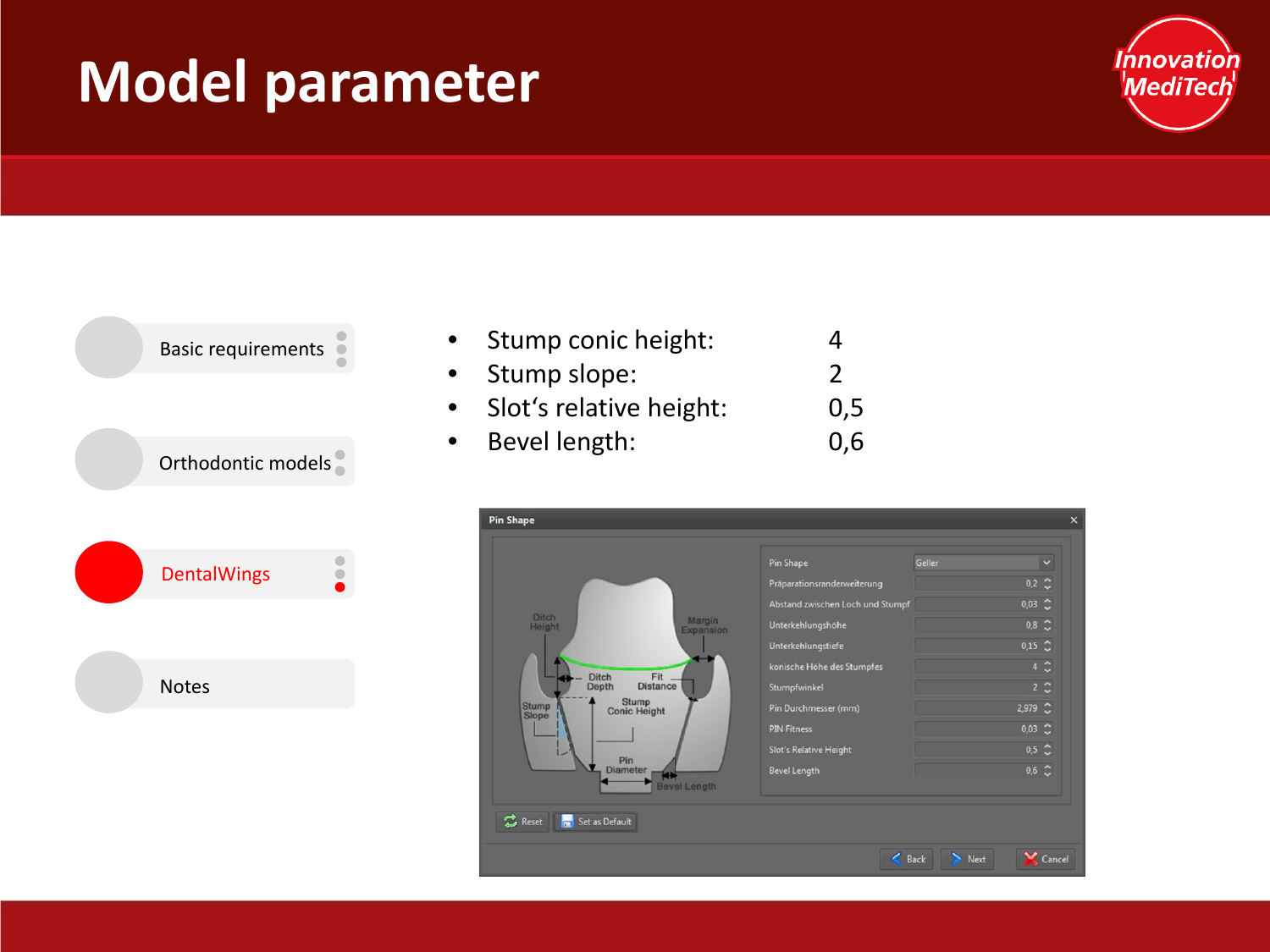# Model parameter

- Basic requirements
- Orthodontic models
- DentalWings
- Notes

- Stump conic height: 4
- Stump slope: 2
- Slot's relative height: 0,5
- Bevel length: 0,6

Pin Shape

| Parameter | Value |
|---|---|
| Pin Shape | Geller |
| Präparationsranderweiterung | 0,2 |
| Abstand zwischen Loch und Stumpf | 0,03 |
| Unterkehlungshöhe | 0,8 |
| Unterkehlungstiefe | 0,15 |
| konische Höhe des Stumpfes | 4 |
| Stumpfwinkel | 2 |
| Pin Durchmesser (mm) | 2,979 |
| PIN Fitness | 0,03 |
| Slot's Relative Height | 0,5 |
| Bevel Length | 0,6 |

Ditch Height, Margin Expansion, Ditch Depth, Fit Distance, Stump Slope, Stump Conic Height, Pin Diameter, Bevel Length

Reset | Set as Default | Back | Next | Cancel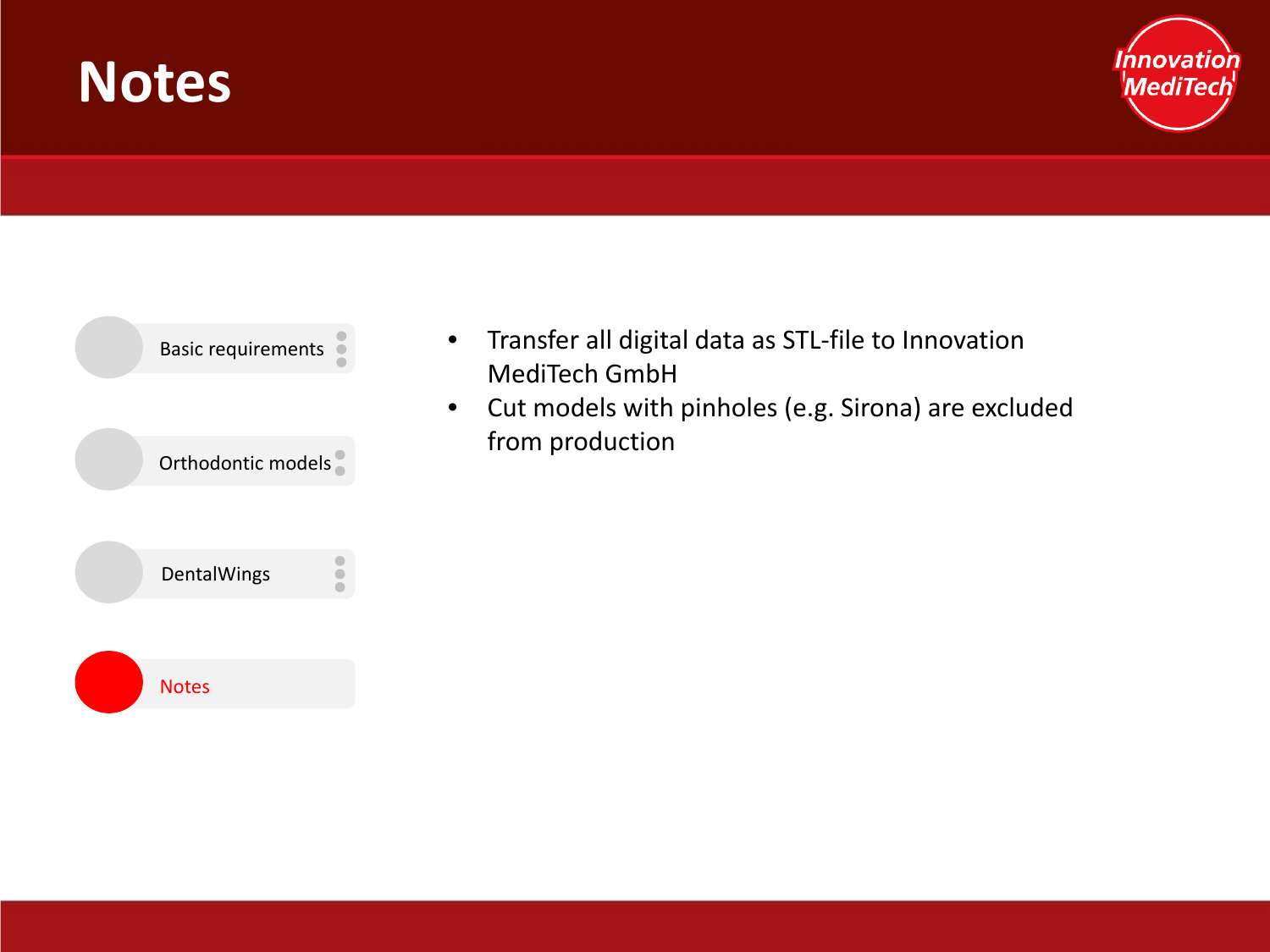# Notes

Innovation MediTech

- Basic requirements
- Orthodontic models
- DentalWings
- Notes

- Transfer all digital data as STL-file to Innovation MediTech GmbH
- Cut models with pinholes (e.g. Sirona) are excluded from production